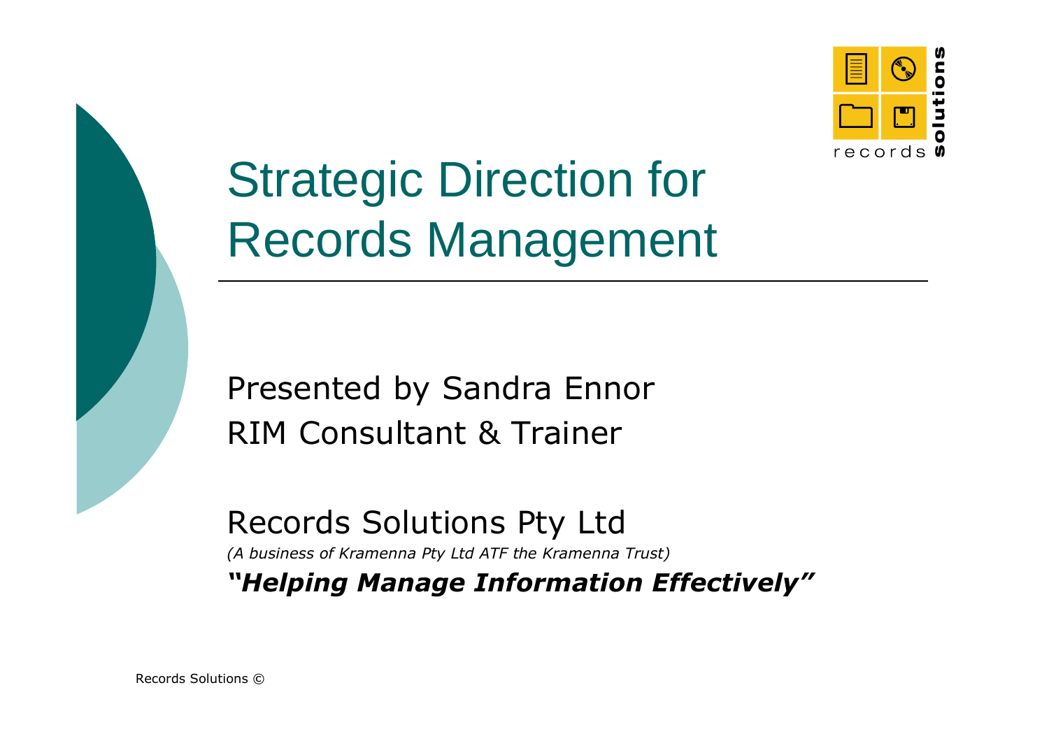# Strategic Direction for Records Management

Presented by Sandra Ennor
RIM Consultant & Trainer

Records Solutions Pty Ltd

*(A business of Kramenna Pty Ltd ATF the Kramenna Trust)*

***"Helping Manage Information Effectively"***

Records Solutions ©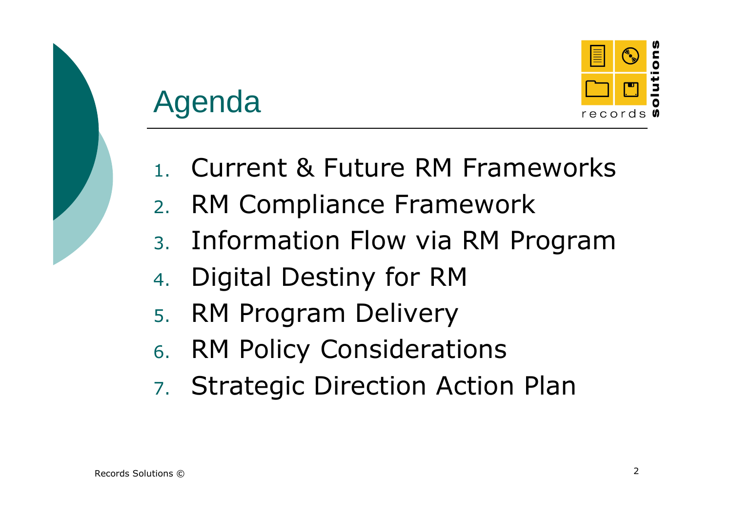# Agenda

1. Current & Future RM Frameworks
2. RM Compliance Framework
3. Information Flow via RM Program
4. Digital Destiny for RM
5. RM Program Delivery
6. RM Policy Considerations
7. Strategic Direction Action Plan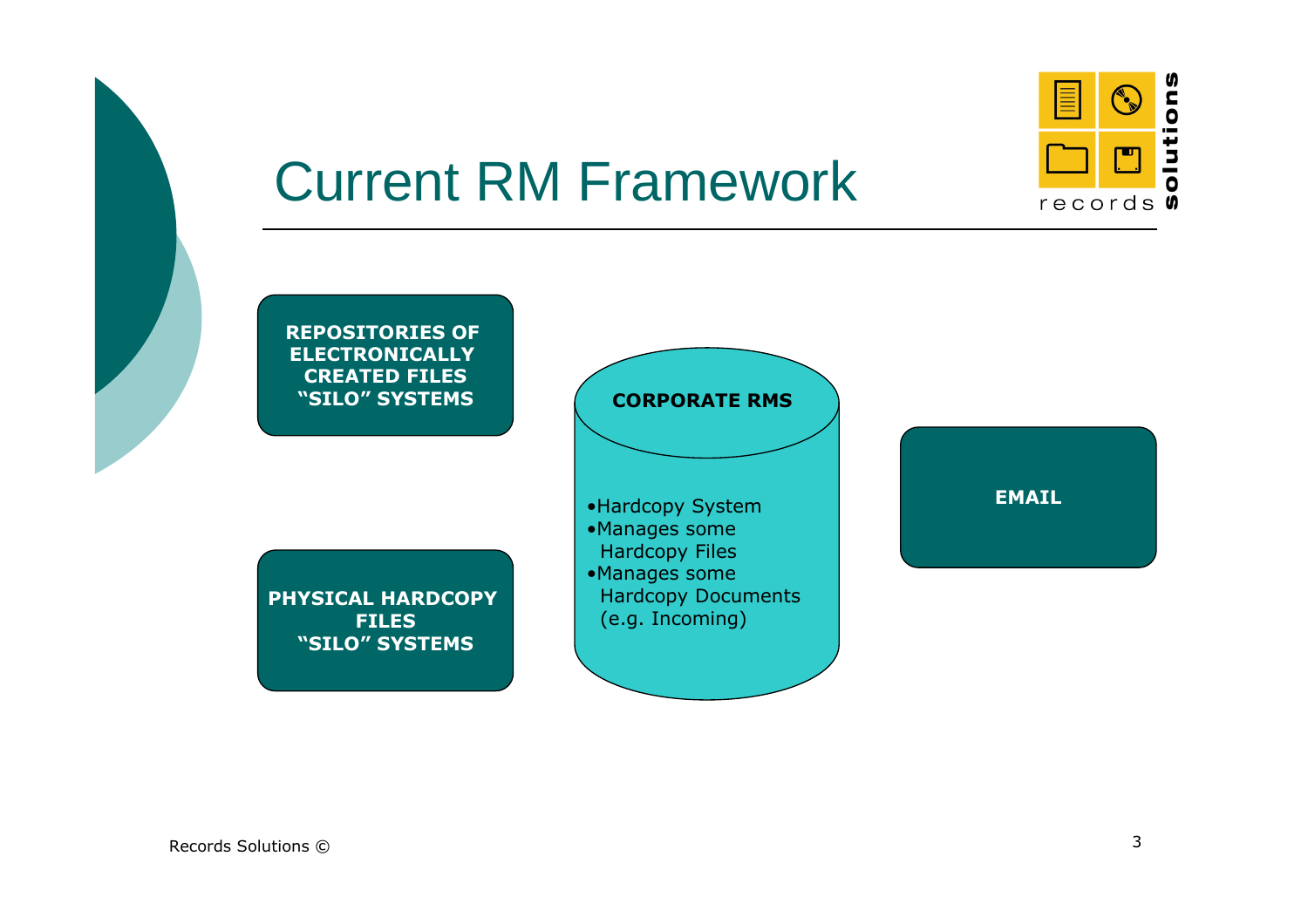# Current RM Framework

**REPOSITORIES OF ELECTRONICALLY CREATED FILES "SILO" SYSTEMS**

**CORPORATE RMS**

- Hardcopy System
- Manages some Hardcopy Files
- Manages some Hardcopy Documents (e.g. Incoming)

**EMAIL**

**PHYSICAL HARDCOPY FILES "SILO" SYSTEMS**

Records Solutions ©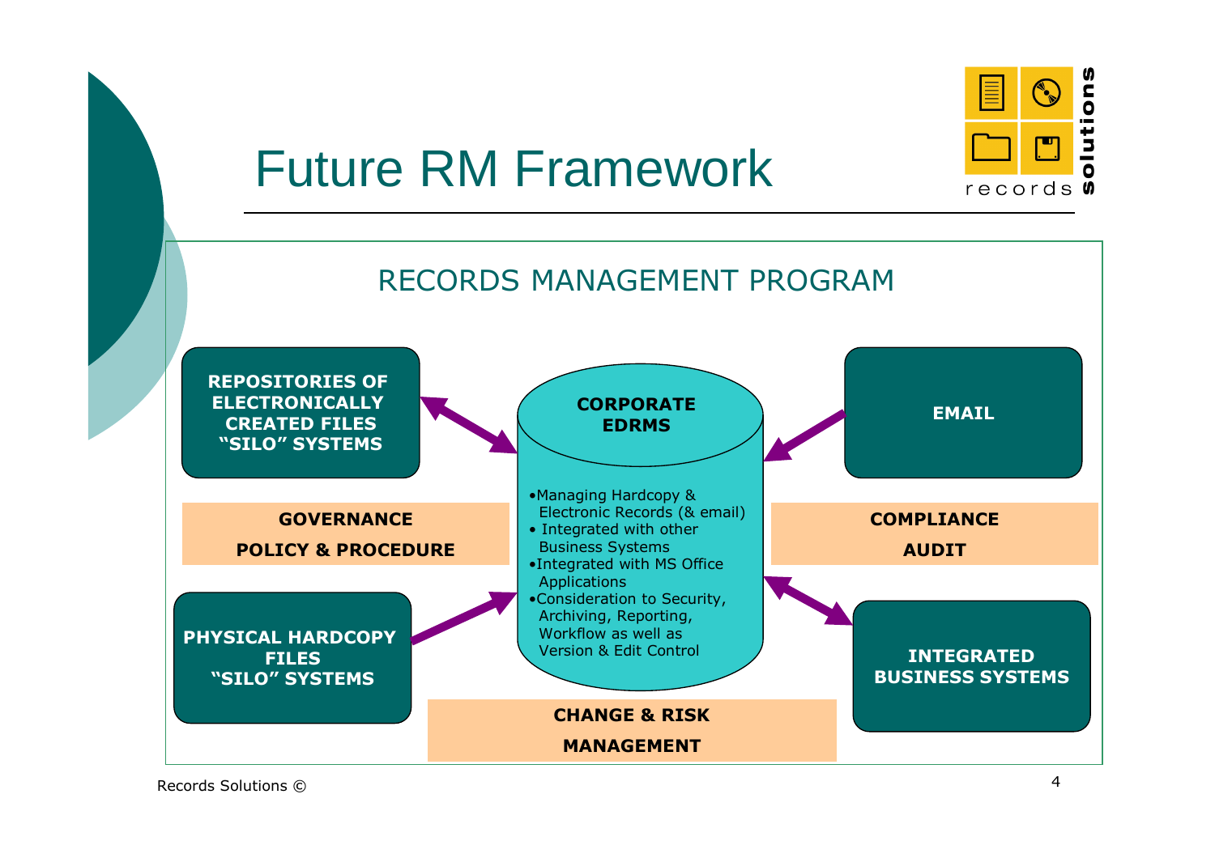# Future RM Framework

## RECORDS MANAGEMENT PROGRAM

**REPOSITORIES OF ELECTRONICALLY CREATED FILES "SILO" SYSTEMS**

**CORPORATE EDRMS**

- Managing Hardcopy & Electronic Records (& email)
- Integrated with other Business Systems
- Integrated with MS Office Applications
- Consideration to Security, Archiving, Reporting, Workflow as well as Version & Edit Control

**EMAIL**

**GOVERNANCE**

**POLICY & PROCEDURE**

**COMPLIANCE**

**AUDIT**

**PHYSICAL HARDCOPY FILES "SILO" SYSTEMS**

**INTEGRATED BUSINESS SYSTEMS**

**CHANGE & RISK MANAGEMENT**

Records Solutions ©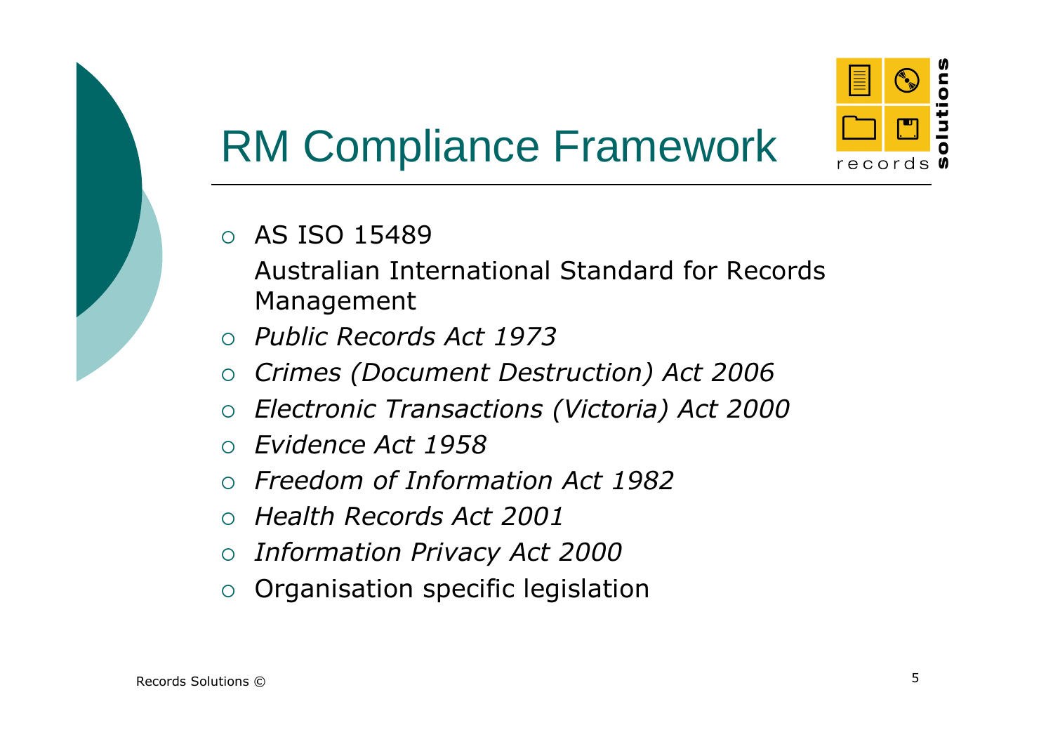# RM Compliance Framework

- AS ISO 15489

  Australian International Standard for Records Management
- *Public Records Act 1973*
- *Crimes (Document Destruction) Act 2006*
- *Electronic Transactions (Victoria) Act 2000*
- *Evidence Act 1958*
- *Freedom of Information Act 1982*
- *Health Records Act 2001*
- *Information Privacy Act 2000*
- Organisation specific legislation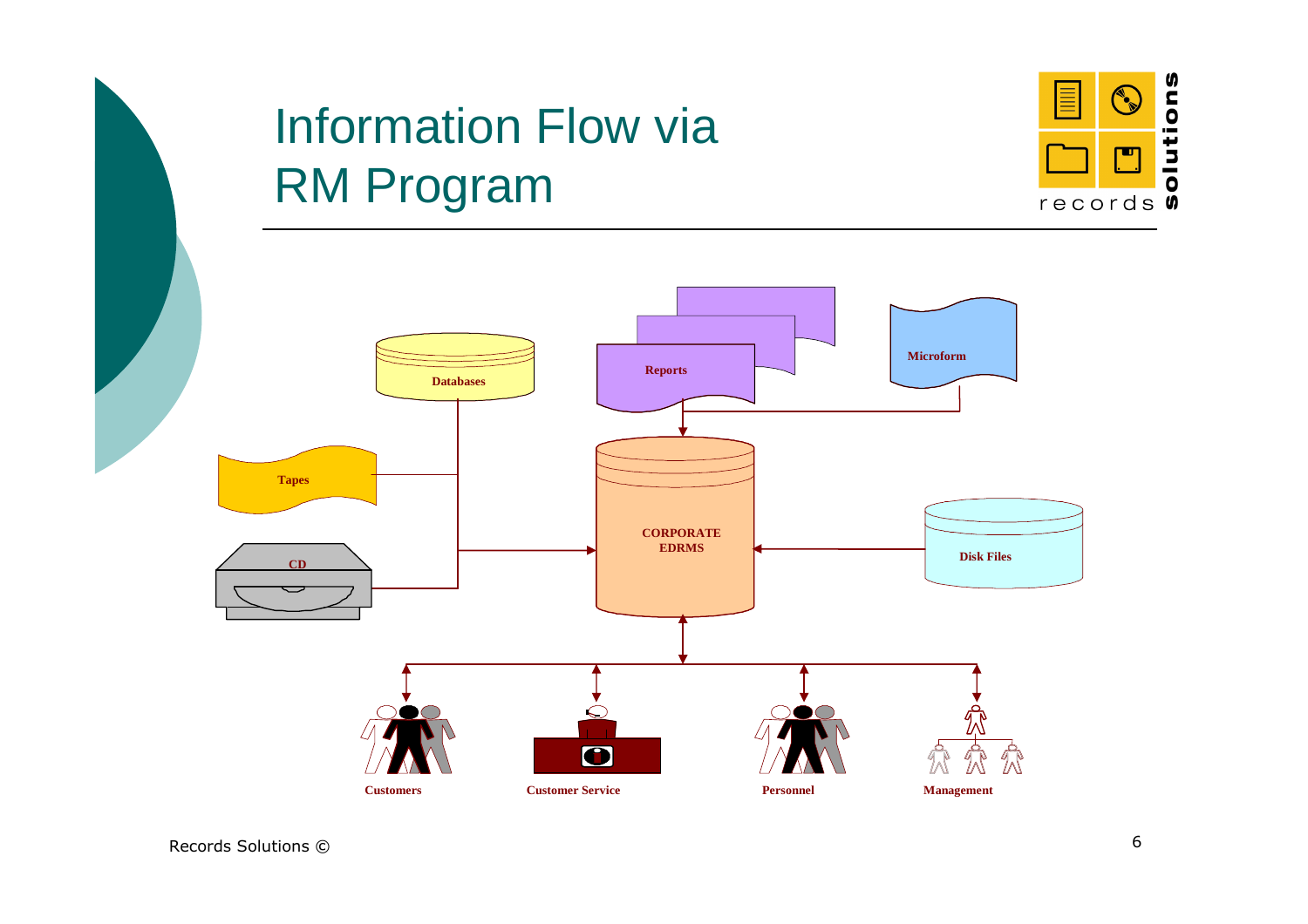# Information Flow via RM Program

Databases

Reports

Microform

Tapes

CORPORATE EDRMS

CD

Disk Files

Customers

Customer Service

Personnel

Management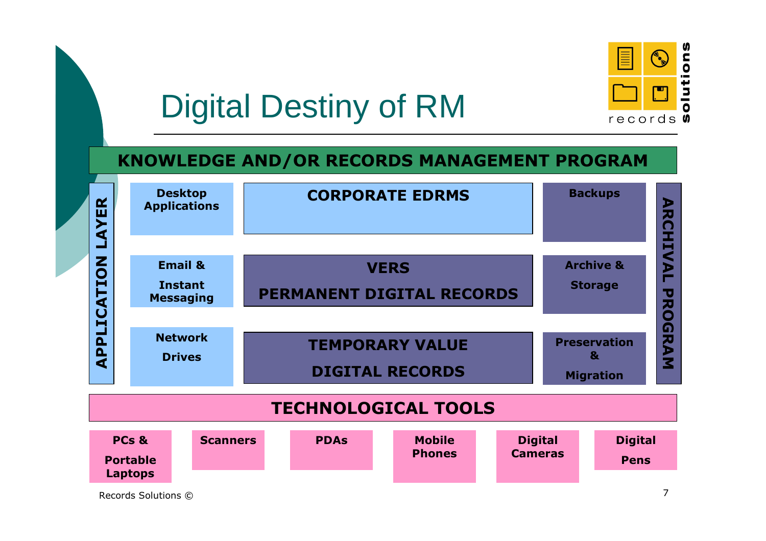# Digital Destiny of RM

## KNOWLEDGE AND/OR RECORDS MANAGEMENT PROGRAM

**APPLICATION LAYER**

- **Desktop Applications**
- **Email & Instant Messaging**
- **Network Drives**

**CORPORATE EDRMS**

**VERS**

**PERMANENT DIGITAL RECORDS**

**TEMPORARY VALUE**

**DIGITAL RECORDS**

**ARCHIVAL PROGRAM**

- **Backups**
- **Archive & Storage**
- **Preservation & Migration**

## TECHNOLOGICAL TOOLS

- **PCs & Portable Laptops**
- **Scanners**
- **PDAs**
- **Mobile Phones**
- **Digital Cameras**
- **Digital Pens**

Records Solutions ©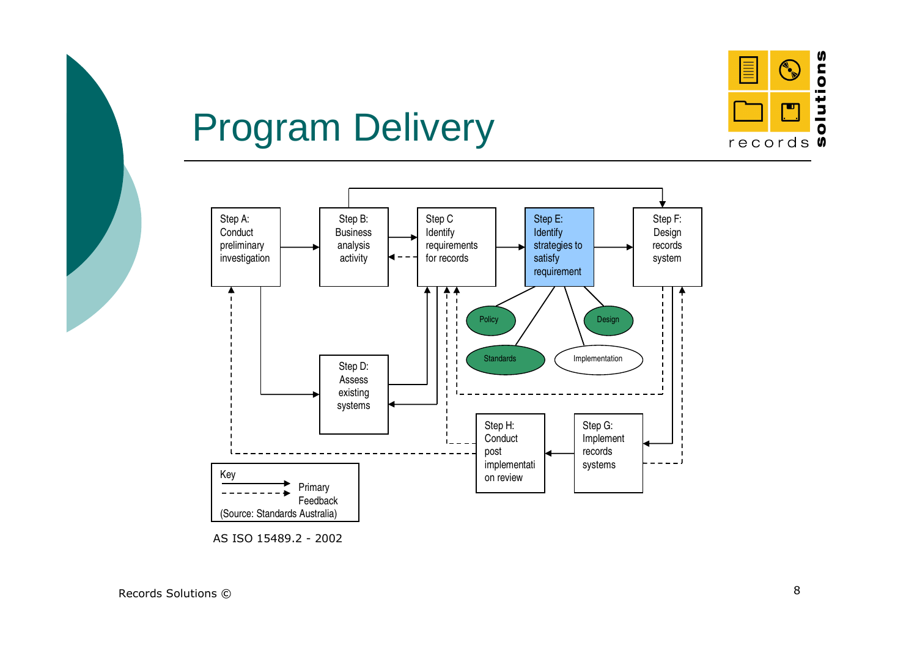# Program Delivery

Step A: Conduct preliminary investigation

Step B: Business analysis activity

Step C Identify requirements for records

Step D: Assess existing systems

Step E: Identify strategies to satisfy requirement

- Policy
- Design
- Standards
- Implementation

Step F: Design records system

Step G: Implement records systems

Step H: Conduct post implementation review

Key
- Primary
- Feedback

(Source: Standards Australia)

AS ISO 15489.2 - 2002

Records Solutions ©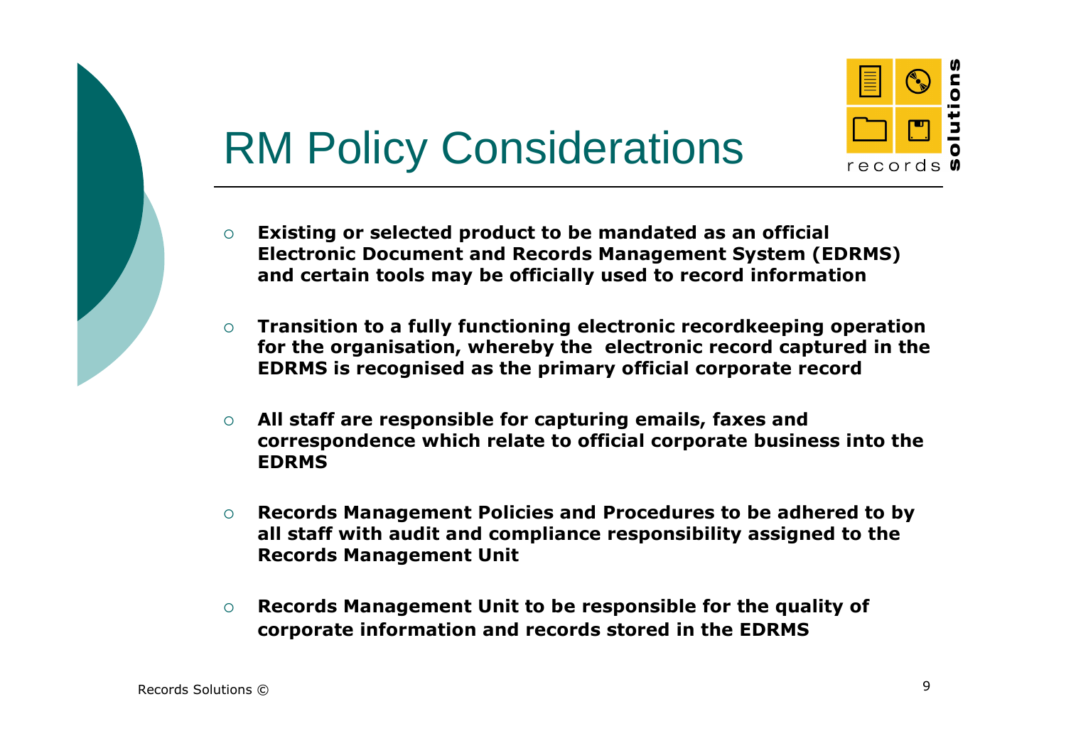# RM Policy Considerations

- **Existing or selected product to be mandated as an official Electronic Document and Records Management System (EDRMS) and certain tools may be officially used to record information**
- **Transition to a fully functioning electronic recordkeeping operation for the organisation, whereby the electronic record captured in the EDRMS is recognised as the primary official corporate record**
- **All staff are responsible for capturing emails, faxes and correspondence which relate to official corporate business into the EDRMS**
- **Records Management Policies and Procedures to be adhered to by all staff with audit and compliance responsibility assigned to the Records Management Unit**
- **Records Management Unit to be responsible for the quality of corporate information and records stored in the EDRMS**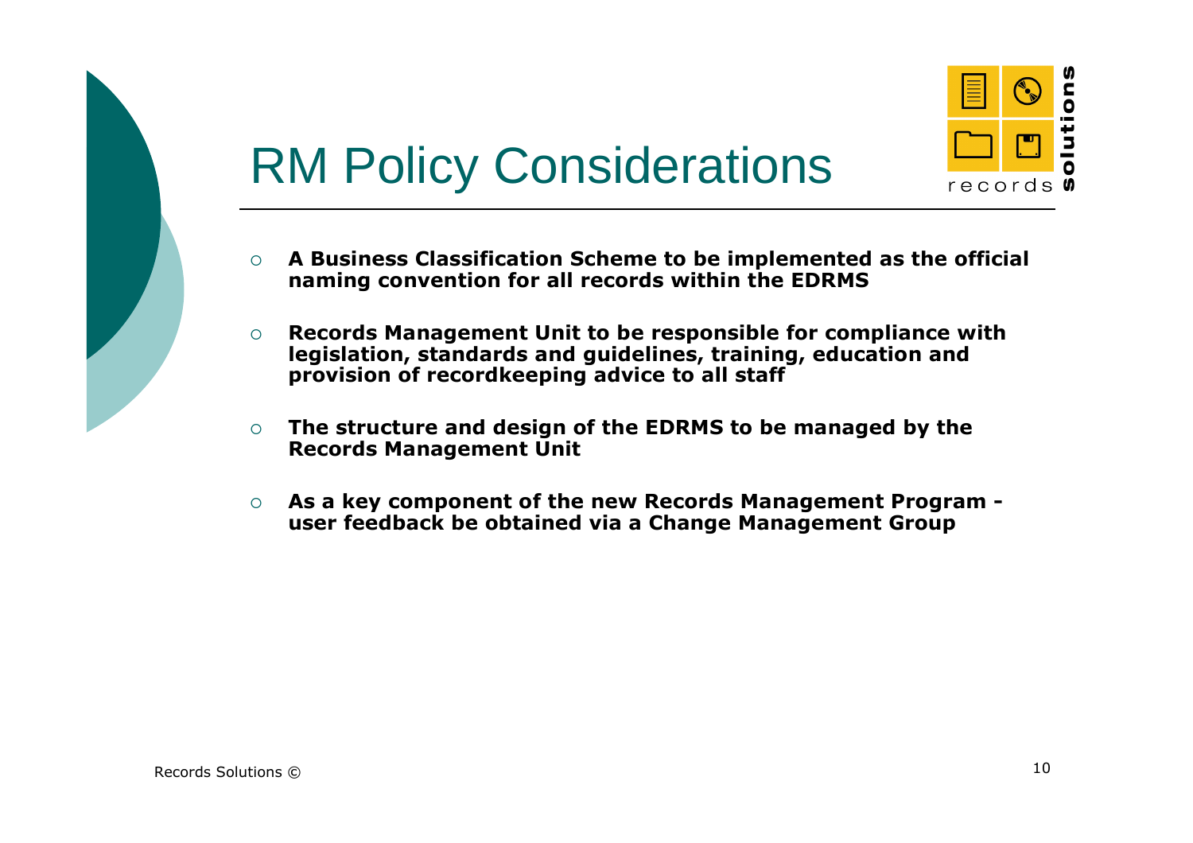# RM Policy Considerations

- **A Business Classification Scheme to be implemented as the official naming convention for all records within the EDRMS**
- **Records Management Unit to be responsible for compliance with legislation, standards and guidelines, training, education and provision of recordkeeping advice to all staff**
- **The structure and design of the EDRMS to be managed by the Records Management Unit**
- **As a key component of the new Records Management Program - user feedback be obtained via a Change Management Group**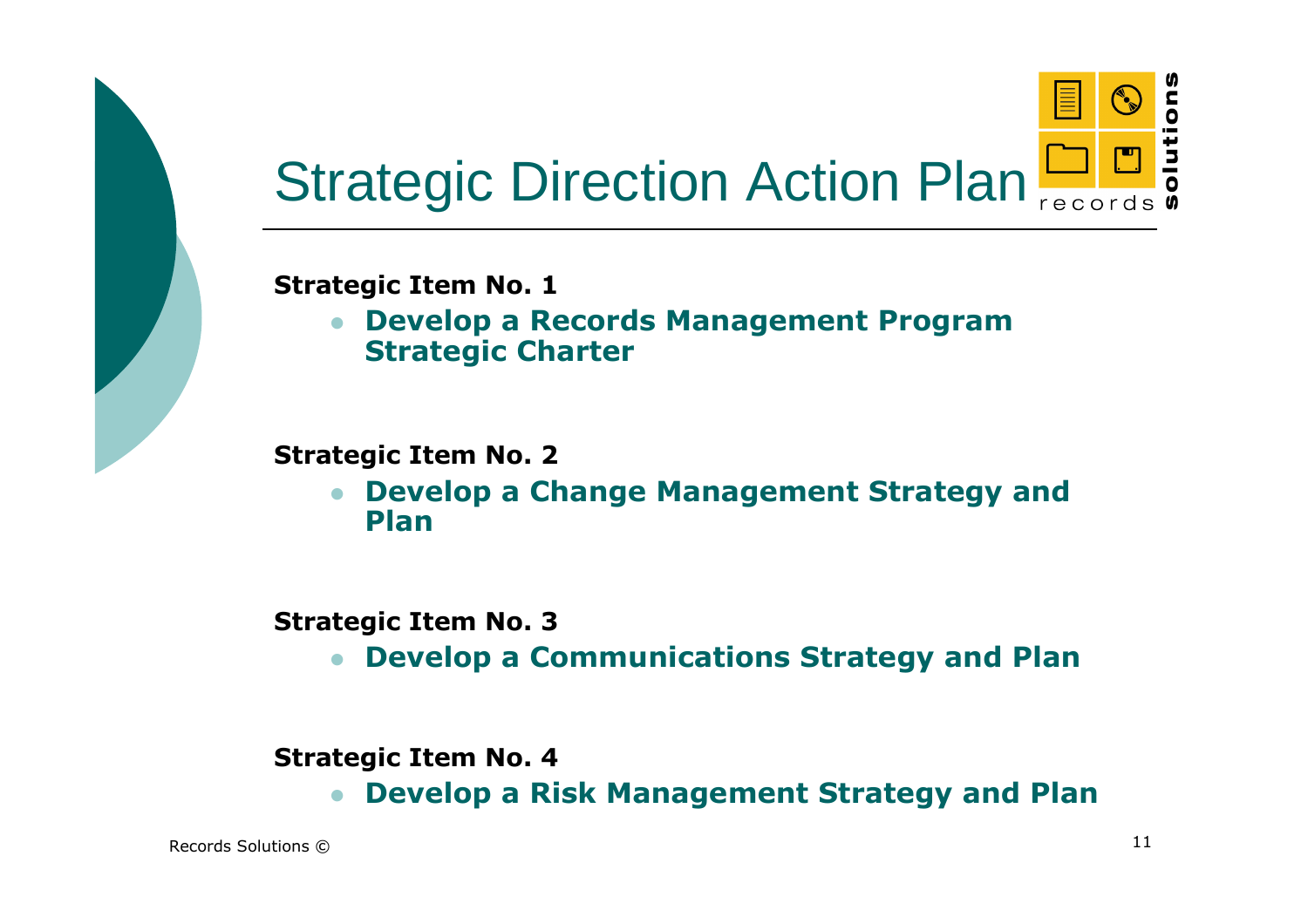# Strategic Direction Action Plan

**Strategic Item No. 1**

- **Develop a Records Management Program Strategic Charter**

**Strategic Item No. 2**

- **Develop a Change Management Strategy and Plan**

**Strategic Item No. 3**

- **Develop a Communications Strategy and Plan**

**Strategic Item No. 4**

- **Develop a Risk Management Strategy and Plan**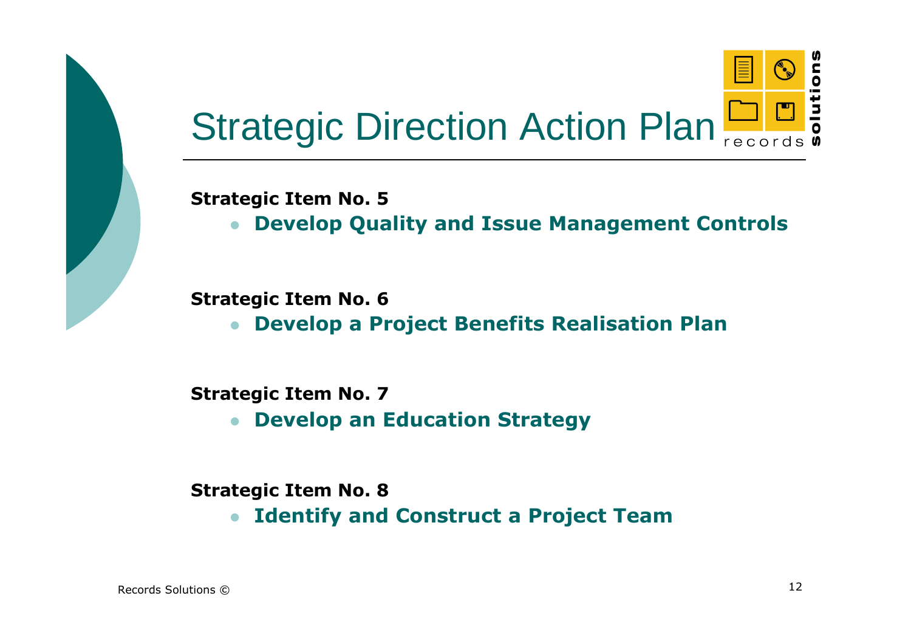# Strategic Direction Action Plan

**Strategic Item No. 5**

- **Develop Quality and Issue Management Controls**

**Strategic Item No. 6**

- **Develop a Project Benefits Realisation Plan**

**Strategic Item No. 7**

- **Develop an Education Strategy**

**Strategic Item No. 8**

- **Identify and Construct a Project Team**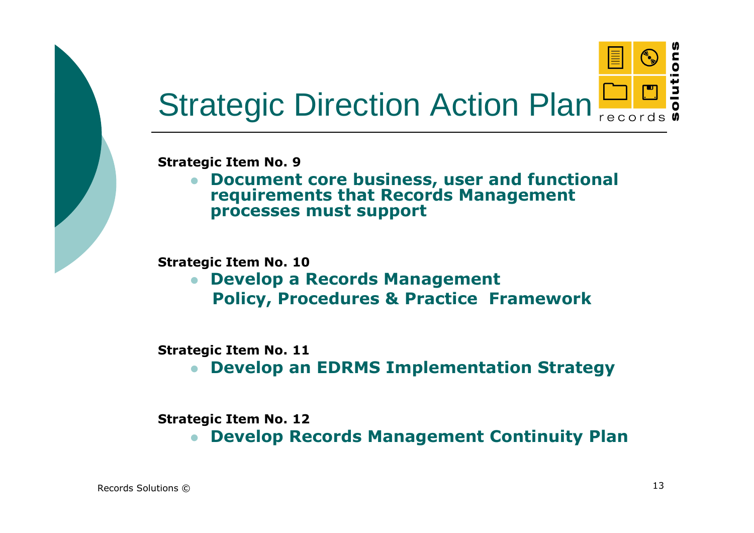# Strategic Direction Action Plan

**Strategic Item No. 9**

- **Document core business, user and functional requirements that Records Management processes must support**

**Strategic Item No. 10**

- **Develop a Records Management Policy, Procedures & Practice Framework**

**Strategic Item No. 11**

- **Develop an EDRMS Implementation Strategy**

**Strategic Item No. 12**

- **Develop Records Management Continuity Plan**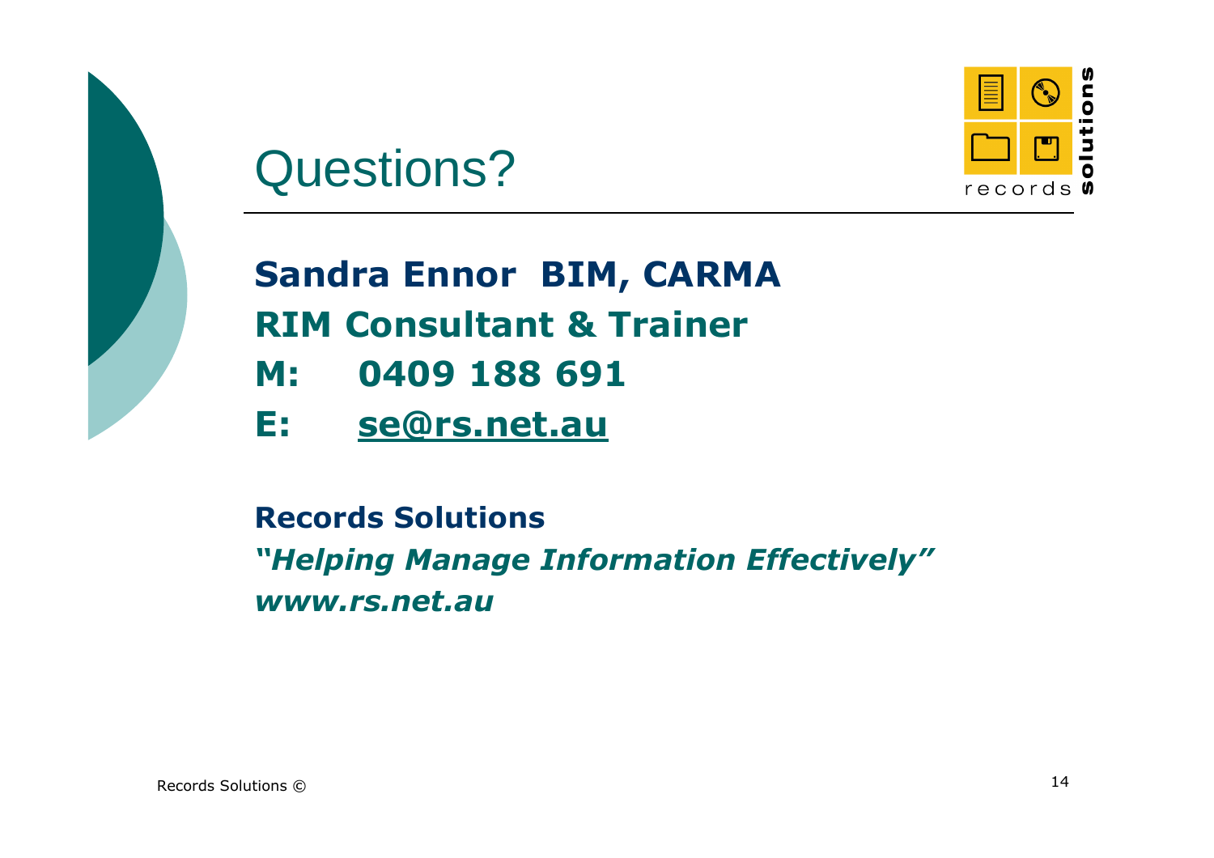# Questions?

**Sandra Ennor BIM, CARMA**

**RIM Consultant & Trainer**

**M: 0409 188 691**

**E: se@rs.net.au**

**Records Solutions**

***"Helping Manage Information Effectively"***

***www.rs.net.au***

Records Solutions ©